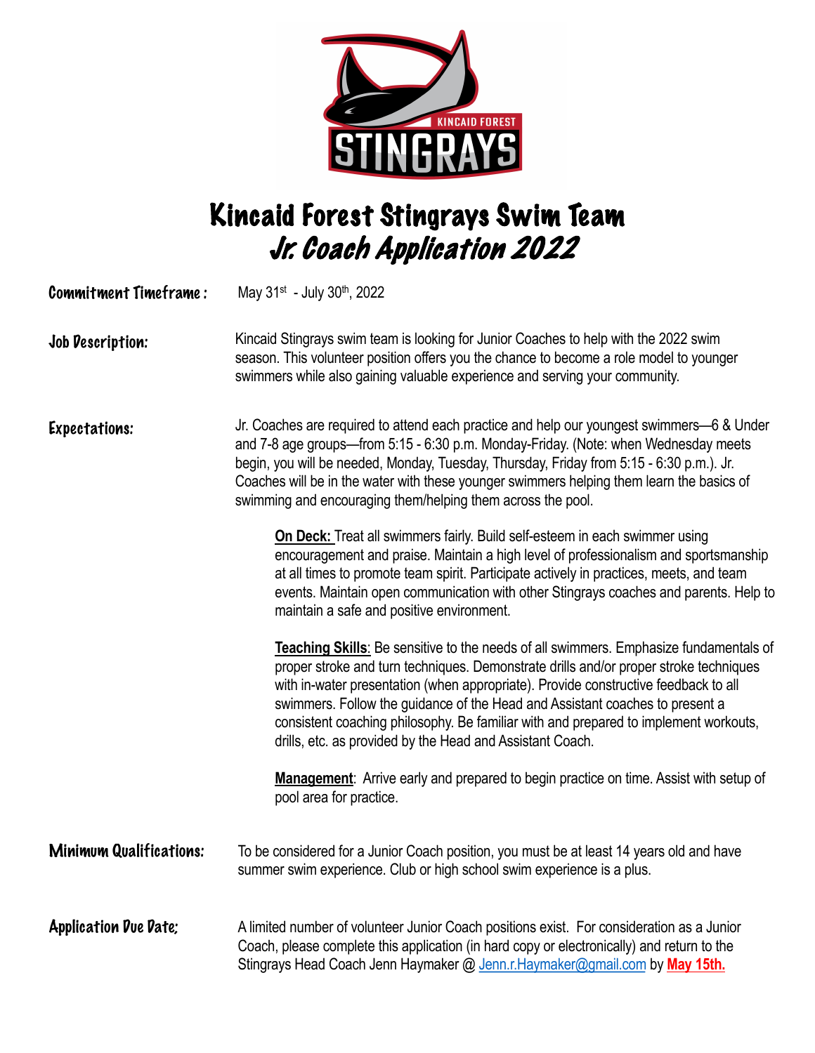# Kincaid Forest Stingrays Swim Team

## *Jr. Coach Application 2022*

**Commitment Timeframe:** May 31st - July 30th, 2022

**Job Description:** Kincaid Stingrays swim team is looking for Junior Coaches to help with the 2022 swim season. This volunteer position offers you the chance to become a role model to younger swimmers while also gaining valuable experience and serving your community.

**Expectations:** Jr. Coaches are required to attend each practice and help our youngest swimmers—6 & Under and 7-8 age groups—from 5:15 - 6:30 p.m. Monday-Friday. (Note: when Wednesday meets begin, you will be needed, Monday, Tuesday, Thursday, Friday from 5:15 - 6:30 p.m.). Jr. Coaches will be in the water with these younger swimmers helping them learn the basics of swimming and encouraging them/helping them across the pool.

> **On Deck:** Treat all swimmers fairly. Build self-esteem in each swimmer using encouragement and praise. Maintain a high level of professionalism and sportsmanship at all times to promote team spirit. Participate actively in practices, meets, and team events. Maintain open communication with other Stingrays coaches and parents. Help to maintain a safe and positive environment.
>
> **Teaching Skills**: Be sensitive to the needs of all swimmers. Emphasize fundamentals of proper stroke and turn techniques. Demonstrate drills and/or proper stroke techniques with in-water presentation (when appropriate). Provide constructive feedback to all swimmers. Follow the guidance of the Head and Assistant coaches to present a consistent coaching philosophy. Be familiar with and prepared to implement workouts, drills, etc. as provided by the Head and Assistant Coach.
>
> **Management**: Arrive early and prepared to begin practice on time. Assist with setup of pool area for practice.

**Minimum Qualifications:** To be considered for a Junior Coach position, you must be at least 14 years old and have summer swim experience. Club or high school swim experience is a plus.

**Application Due Date:** A limited number of volunteer Junior Coach positions exist. For consideration as a Junior Coach, please complete this application (in hard copy or electronically) and return to the Stingrays Head Coach Jenn Haymaker @ Jenn.r.Haymaker@gmail.com by **May 15th.**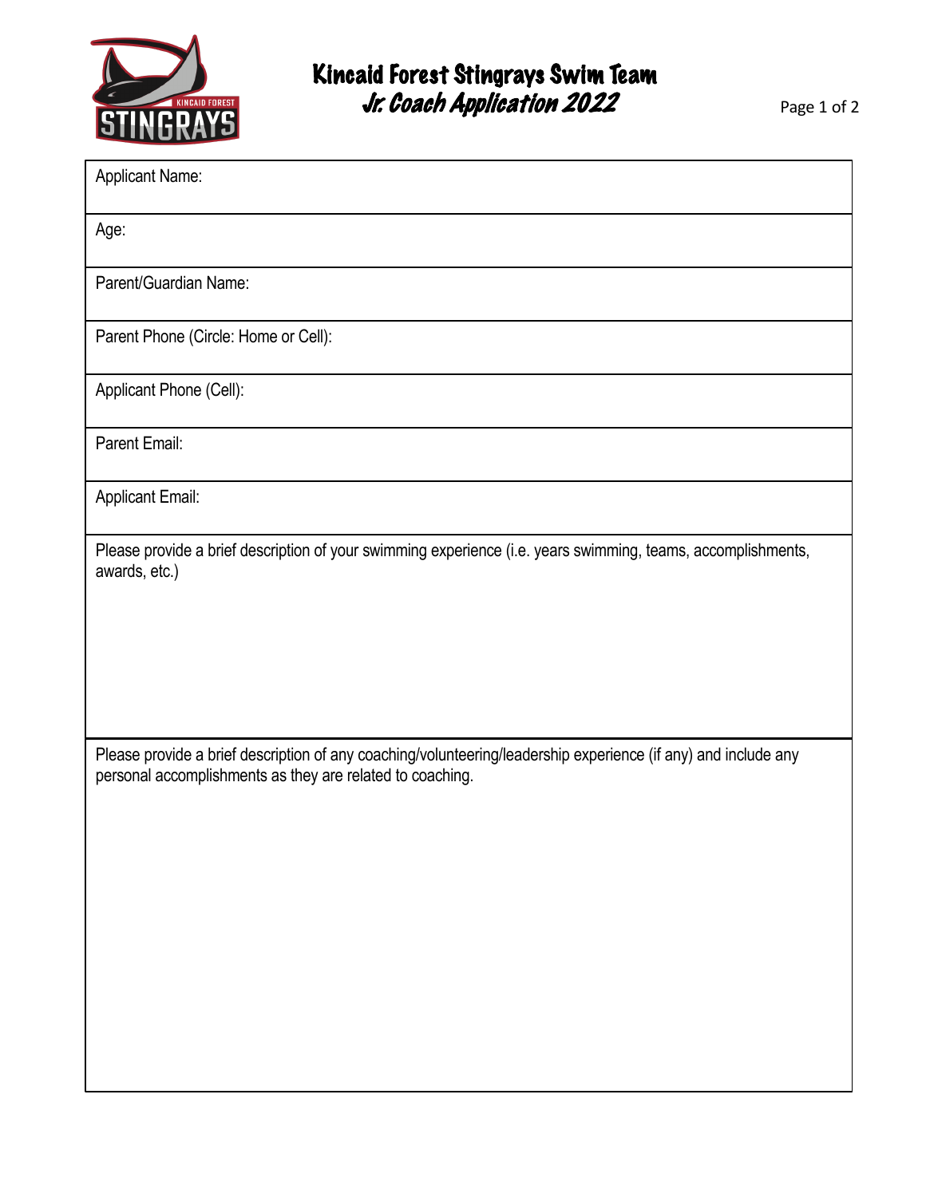# Kincaid Forest Stingrays Swim Team

## *Jr. Coach Application 2022*

| Applicant Name: |
|---|
| Age: |
| Parent/Guardian Name: |
| Parent Phone (Circle: Home or Cell): |
| Applicant Phone (Cell): |
| Parent Email: |
| Applicant Email: |
| Please provide a brief description of your swimming experience (i.e. years swimming, teams, accomplishments, awards, etc.) |
| Please provide a brief description of any coaching/volunteering/leadership experience (if any) and include any personal accomplishments as they are related to coaching. |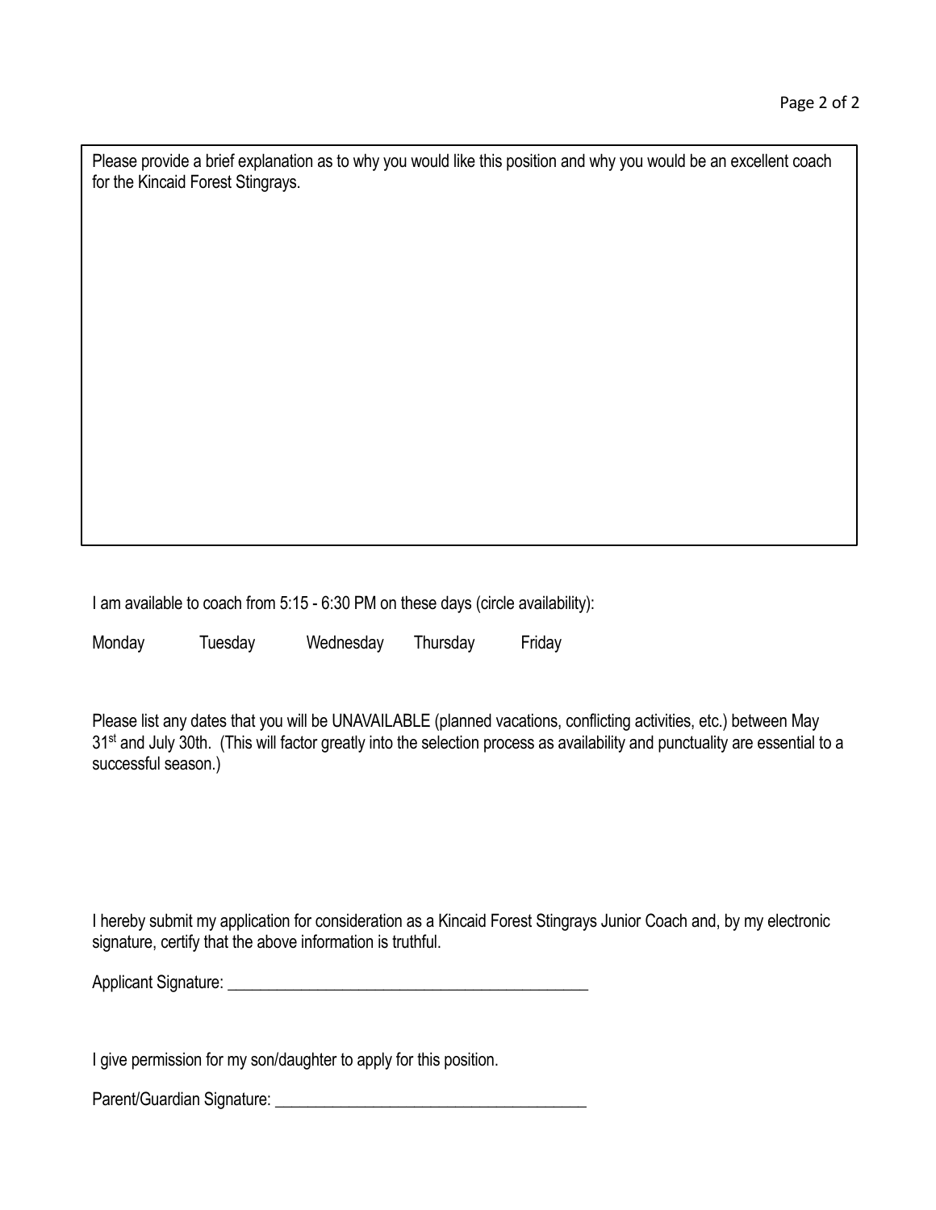Please provide a brief explanation as to why you would like this position and why you would be an excellent coach for the Kincaid Forest Stingrays.

I am available to coach from 5:15 - 6:30 PM on these days (circle availability):

Monday Tuesday Wednesday Thursday Friday

Please list any dates that you will be UNAVAILABLE (planned vacations, conflicting activities, etc.) between May 31st and July 30th. (This will factor greatly into the selection process as availability and punctuality are essential to a successful season.)

I hereby submit my application for consideration as a Kincaid Forest Stingrays Junior Coach and, by my electronic signature, certify that the above information is truthful.

Applicant Signature: ____________________________________________

I give permission for my son/daughter to apply for this position.

Parent/Guardian Signature: _____________________________________